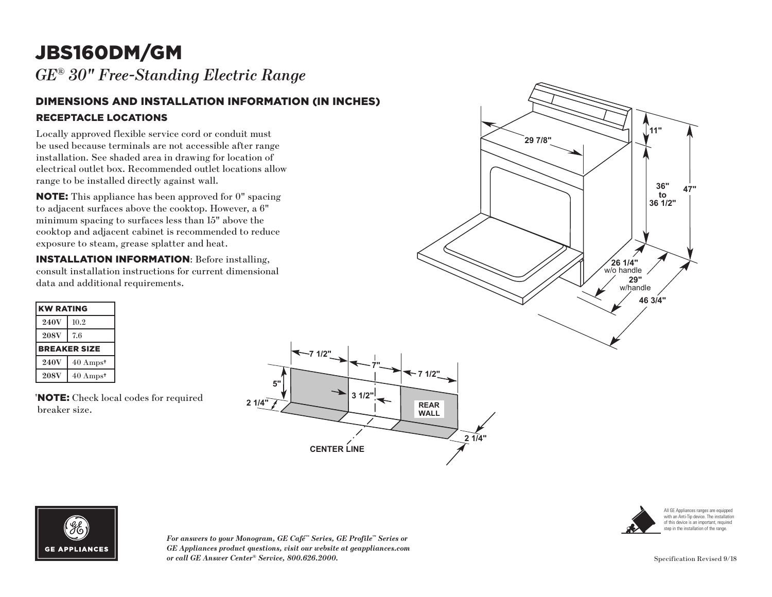# JBS160DM/GM

*GE® 30" Free-Standing Electric Range*

## DIMENSIONS AND INSTALLATION INFORMATION (IN INCHES)

### RECEPTACLE LOCATIONS

Locally approved flexible service cord or conduit must be used because terminals are not accessible after range installation. See shaded area in drawing for location of electrical outlet box. Recommended outlet locations allow range to be installed directly against wall.

**NOTE:** This appliance has been approved for 0" spacing to adjacent surfaces above the cooktop. However, a 6" minimum spacing to surfaces less than 15" above the cooktop and adjacent cabinet is recommended to reduce exposure to steam, grease splatter and heat.

**INSTALLATION INFORMATION**: Before installing, consult installation instructions for current dimensional data and additional requirements.

| KW RATING | |
|---|---|
| 240V | 10.2 |
| 208V | 7.6 |
| **BREAKER SIZE** | |
| 240V | 40 Amps† |
| 208V | 40 Amps† |

†**NOTE:** Check local codes for required breaker size.

29 7/8"
11"
36" to 36 1/2"
47"
26 1/4" w/o handle
29" w/handle
46 3/4"

7 1/2"
7"
7 1/2"
5"
3 1/2"
2 1/4"
REAR WALL
2 1/4"
CENTER LINE

*For answers to your Monogram, GE Café™ Series, GE Profile™ Series or GE Appliances product questions, visit our website at geappliances.com or call GE Answer Center® Service, 800.626.2000.*

All GE Appliances ranges are equipped with an Anti-Tip device. The installation of this device is an important, required step in the installation of the range.

Specification Revised 9/18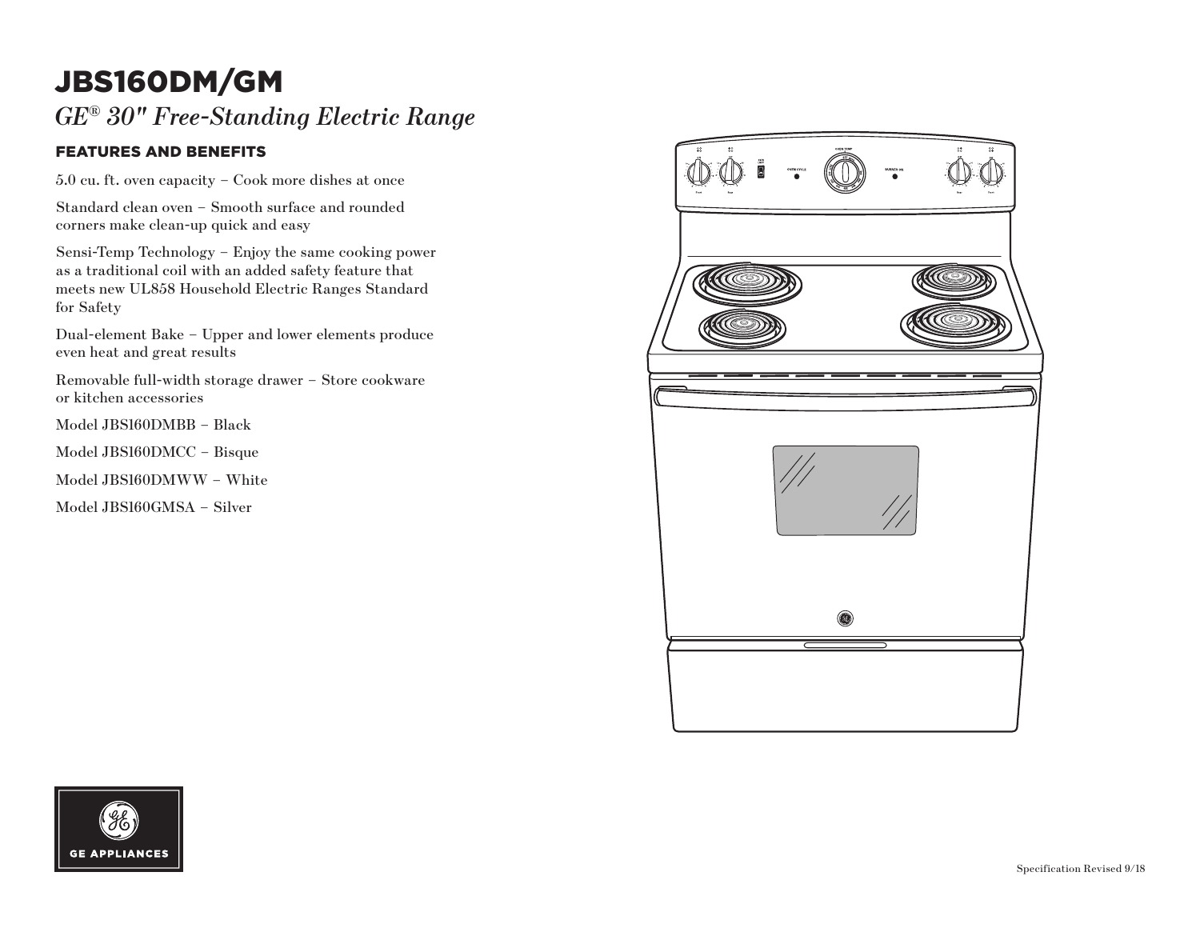# JBS160DM/GM

*GE® 30" Free-Standing Electric Range*

## FEATURES AND BENEFITS

5.0 cu. ft. oven capacity – Cook more dishes at once

Standard clean oven – Smooth surface and rounded corners make clean-up quick and easy

Sensi-Temp Technology – Enjoy the same cooking power as a traditional coil with an added safety feature that meets new UL858 Household Electric Ranges Standard for Safety

Dual-element Bake – Upper and lower elements produce even heat and great results

Removable full-width storage drawer – Store cookware or kitchen accessories

Model JBS160DMBB – Black

Model JBS160DMCC – Bisque

Model JBS160DMWW – White

Model JBS160GMSA – Silver

GE APPLIANCES

Specification Revised 9/18